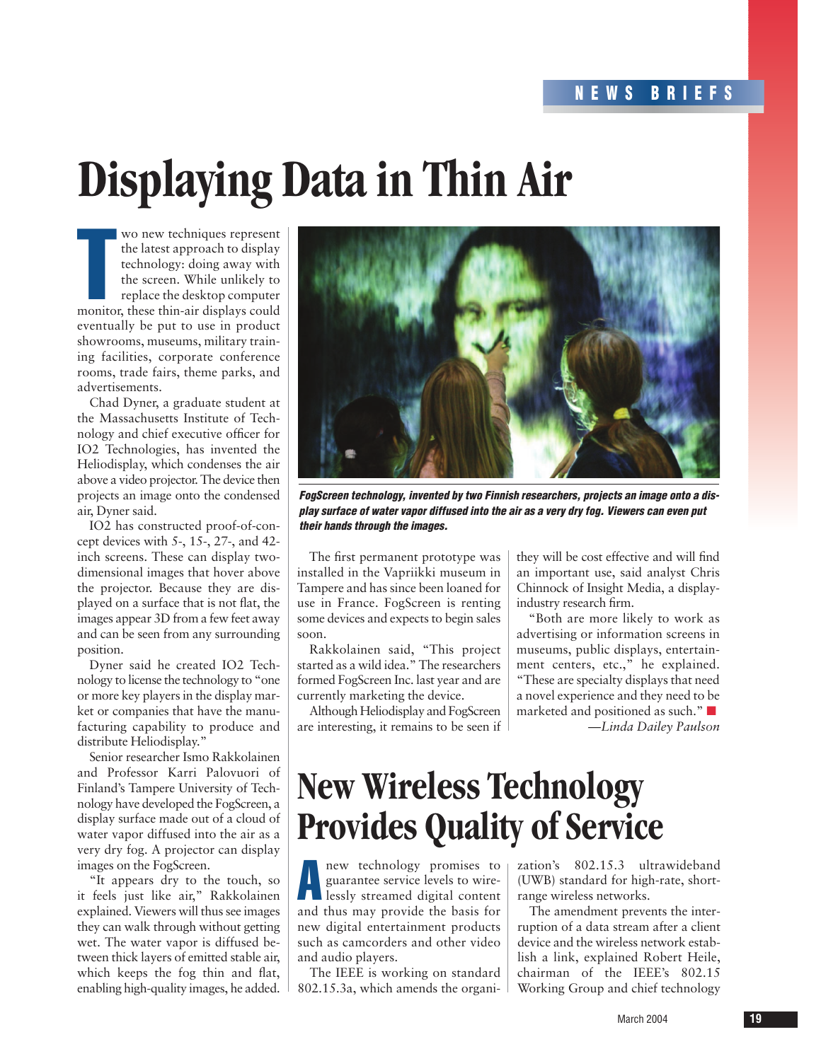# Displaying Data in Thin Air

Two new techniques represent the latest approach to display technology: doing away with the screen. While unlikely to replace the desktop computer monitor, these thin-air displays could eventually be put to use in product showrooms, museums, military training facilities, corporate conference rooms, trade fairs, theme parks, and advertisements.

Chad Dyner, a graduate student at the Massachusetts Institute of Technology and chief executive officer for IO2 Technologies, has invented the Heliodisplay, which condenses the air above a video projector. The device then projects an image onto the condensed air, Dyner said.

IO2 has constructed proof-of-concept devices with 5-, 15-, 27-, and 42-inch screens. These can display two-dimensional images that hover above the projector. Because they are displayed on a surface that is not flat, the images appear 3D from a few feet away and can be seen from any surrounding position.

Dyner said he created IO2 Technology to license the technology to "one or more key players in the display market or companies that have the manufacturing capability to produce and distribute Heliodisplay."

Senior researcher Ismo Rakkolainen and Professor Karri Palovuori of Finland's Tampere University of Technology have developed the FogScreen, a display surface made out of a cloud of water vapor diffused into the air as a very dry fog. A projector can display images on the FogScreen.

"It appears dry to the touch, so it feels just like air," Rakkolainen explained. Viewers will thus see images they can walk through without getting wet. The water vapor is diffused between thick layers of emitted stable air, which keeps the fog thin and flat, enabling high-quality images, he added.

***FogScreen technology, invented by two Finnish researchers, projects an image onto a display surface of water vapor diffused into the air as a very dry fog. Viewers can even put their hands through the images.***

The first permanent prototype was installed in the Vapriikki museum in Tampere and has since been loaned for use in France. FogScreen is renting some devices and expects to begin sales soon.

Rakkolainen said, "This project started as a wild idea." The researchers formed FogScreen Inc. last year and are currently marketing the device.

Although Heliodisplay and FogScreen are interesting, it remains to be seen if they will be cost effective and will find an important use, said analyst Chris Chinnock of Insight Media, a display-industry research firm.

"Both are more likely to work as advertising or information screens in museums, public displays, entertainment centers, etc.," he explained. "These are specialty displays that need a novel experience and they need to be marketed and positioned as such." ■

*—Linda Dailey Paulson*

# New Wireless Technology Provides Quality of Service

A new technology promises to guarantee service levels to wirelessly streamed digital content and thus may provide the basis for new digital entertainment products such as camcorders and other video and audio players.

The IEEE is working on standard 802.15.3a, which amends the organization's 802.15.3 ultrawideband (UWB) standard for high-rate, short-range wireless networks.

The amendment prevents the interruption of a data stream after a client device and the wireless network establish a link, explained Robert Heile, chairman of the IEEE's 802.15 Working Group and chief technology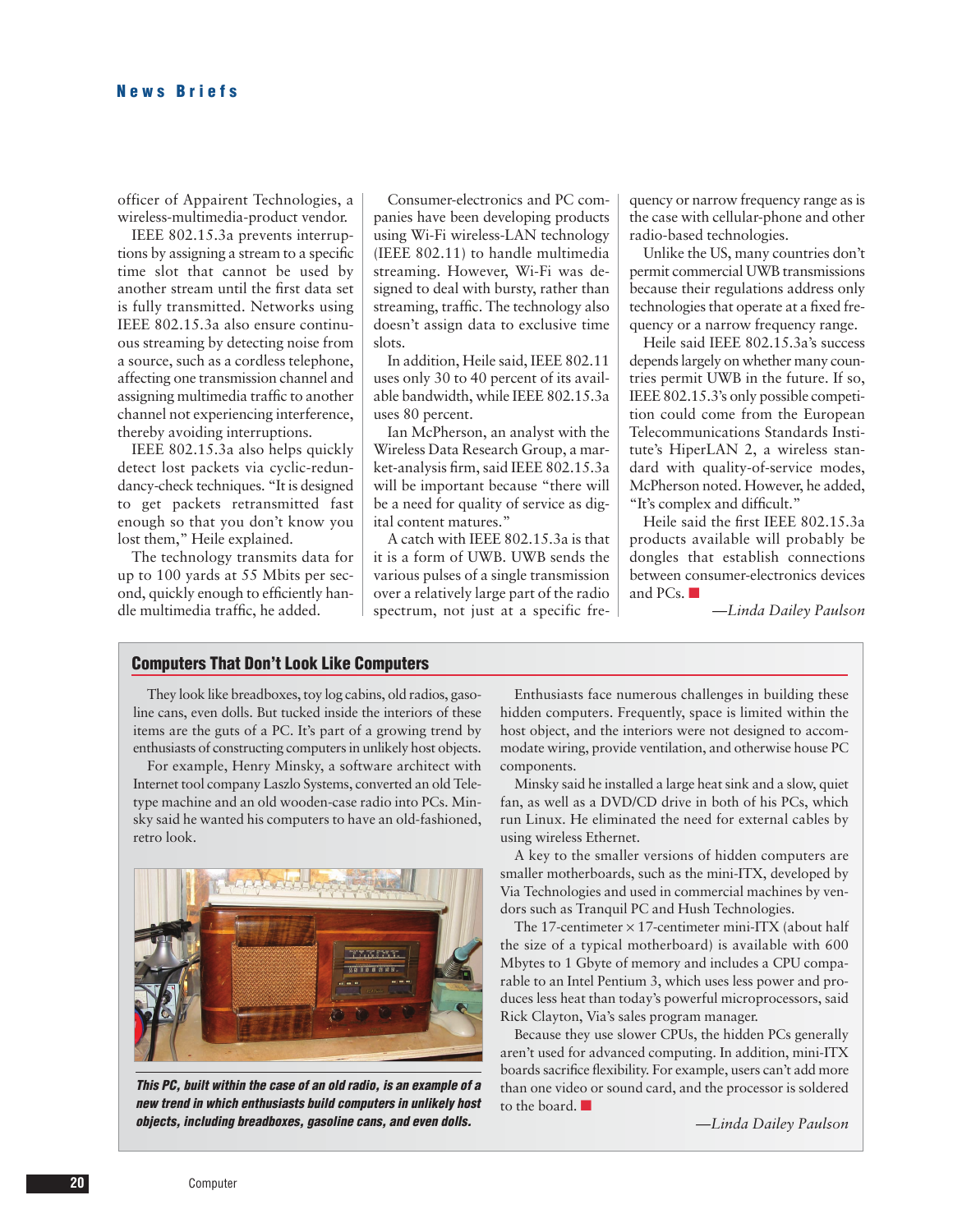officer of Appairent Technologies, a wireless-multimedia-product vendor.

IEEE 802.15.3a prevents interruptions by assigning a stream to a specific time slot that cannot be used by another stream until the first data set is fully transmitted. Networks using IEEE 802.15.3a also ensure continuous streaming by detecting noise from a source, such as a cordless telephone, affecting one transmission channel and assigning multimedia traffic to another channel not experiencing interference, thereby avoiding interruptions.

IEEE 802.15.3a also helps quickly detect lost packets via cyclic-redundancy-check techniques. "It is designed to get packets retransmitted fast enough so that you don't know you lost them," Heile explained.

The technology transmits data for up to 100 yards at 55 Mbits per second, quickly enough to efficiently handle multimedia traffic, he added.

Consumer-electronics and PC companies have been developing products using Wi-Fi wireless-LAN technology (IEEE 802.11) to handle multimedia streaming. However, Wi-Fi was designed to deal with bursty, rather than streaming, traffic. The technology also doesn't assign data to exclusive time slots.

In addition, Heile said, IEEE 802.11 uses only 30 to 40 percent of its available bandwidth, while IEEE 802.15.3a uses 80 percent.

Ian McPherson, an analyst with the Wireless Data Research Group, a market-analysis firm, said IEEE 802.15.3a will be important because "there will be a need for quality of service as digital content matures."

A catch with IEEE 802.15.3a is that it is a form of UWB. UWB sends the various pulses of a single transmission over a relatively large part of the radio spectrum, not just at a specific frequency or narrow frequency range as is the case with cellular-phone and other radio-based technologies.

Unlike the US, many countries don't permit commercial UWB transmissions because their regulations address only technologies that operate at a fixed frequency or a narrow frequency range.

Heile said IEEE 802.15.3a's success depends largely on whether many countries permit UWB in the future. If so, IEEE 802.15.3's only possible competition could come from the European Telecommunications Standards Institute's HiperLAN 2, a wireless standard with quality-of-service modes, McPherson noted. However, he added, "It's complex and difficult."

Heile said the first IEEE 802.15.3a products available will probably be dongles that establish connections between consumer-electronics devices and PCs. ■

*—Linda Dailey Paulson*

## Computers That Don't Look Like Computers

They look like breadboxes, toy log cabins, old radios, gasoline cans, even dolls. But tucked inside the interiors of these items are the guts of a PC. It's part of a growing trend by enthusiasts of constructing computers in unlikely host objects.

For example, Henry Minsky, a software architect with Internet tool company Laszlo Systems, converted an old Teletype machine and an old wooden-case radio into PCs. Minsky said he wanted his computers to have an old-fashioned, retro look.

***This PC, built within the case of an old radio, is an example of a new trend in which enthusiasts build computers in unlikely host objects, including breadboxes, gasoline cans, and even dolls.***

Enthusiasts face numerous challenges in building these hidden computers. Frequently, space is limited within the host object, and the interiors were not designed to accommodate wiring, provide ventilation, and otherwise house PC components.

Minsky said he installed a large heat sink and a slow, quiet fan, as well as a DVD/CD drive in both of his PCs, which run Linux. He eliminated the need for external cables by using wireless Ethernet.

A key to the smaller versions of hidden computers are smaller motherboards, such as the mini-ITX, developed by Via Technologies and used in commercial machines by vendors such as Tranquil PC and Hush Technologies.

The 17-centimeter × 17-centimeter mini-ITX (about half the size of a typical motherboard) is available with 600 Mbytes to 1 Gbyte of memory and includes a CPU comparable to an Intel Pentium 3, which uses less power and produces less heat than today's powerful microprocessors, said Rick Clayton, Via's sales program manager.

Because they use slower CPUs, the hidden PCs generally aren't used for advanced computing. In addition, mini-ITX boards sacrifice flexibility. For example, users can't add more than one video or sound card, and the processor is soldered to the board. ■

*—Linda Dailey Paulson*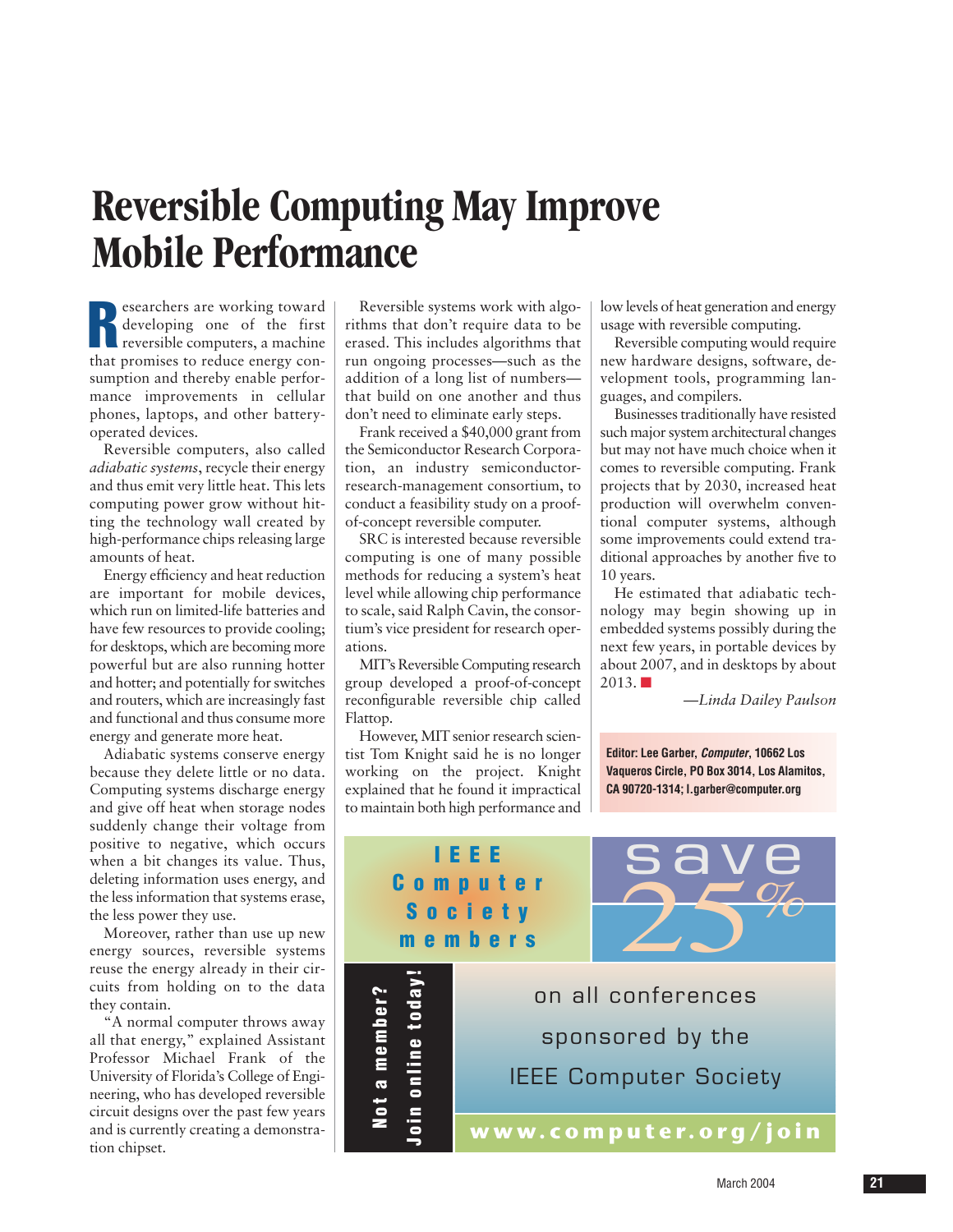# Reversible Computing May Improve Mobile Performance

Researchers are working toward developing one of the first reversible computers, a machine that promises to reduce energy consumption and thereby enable performance improvements in cellular phones, laptops, and other battery-operated devices.

Reversible computers, also called *adiabatic systems*, recycle their energy and thus emit very little heat. This lets computing power grow without hitting the technology wall created by high-performance chips releasing large amounts of heat.

Energy efficiency and heat reduction are important for mobile devices, which run on limited-life batteries and have few resources to provide cooling; for desktops, which are becoming more powerful but are also running hotter and hotter; and potentially for switches and routers, which are increasingly fast and functional and thus consume more energy and generate more heat.

Adiabatic systems conserve energy because they delete little or no data. Computing systems discharge energy and give off heat when storage nodes suddenly change their voltage from positive to negative, which occurs when a bit changes its value. Thus, deleting information uses energy, and the less information that systems erase, the less power they use.

Moreover, rather than use up new energy sources, reversible systems reuse the energy already in their circuits from holding on to the data they contain.

"A normal computer throws away all that energy," explained Assistant Professor Michael Frank of the University of Florida's College of Engineering, who has developed reversible circuit designs over the past few years and is currently creating a demonstration chipset.

Reversible systems work with algorithms that don't require data to be erased. This includes algorithms that run ongoing processes—such as the addition of a long list of numbers—that build on one another and thus don't need to eliminate early steps.

Frank received a $40,000 grant from the Semiconductor Research Corporation, an industry semiconductor-research-management consortium, to conduct a feasibility study on a proof-of-concept reversible computer.

SRC is interested because reversible computing is one of many possible methods for reducing a system's heat level while allowing chip performance to scale, said Ralph Cavin, the consortium's vice president for research operations.

MIT's Reversible Computing research group developed a proof-of-concept reconfigurable reversible chip called Flattop.

However, MIT senior research scientist Tom Knight said he is no longer working on the project. Knight explained that he found it impractical to maintain both high performance and low levels of heat generation and energy usage with reversible computing.

Reversible computing would require new hardware designs, software, development tools, programming languages, and compilers.

Businesses traditionally have resisted such major system architectural changes but may not have much choice when it comes to reversible computing. Frank projects that by 2030, increased heat production will overwhelm conventional computer systems, although some improvements could extend traditional approaches by another five to 10 years.

He estimated that adiabatic technology may begin showing up in embedded systems possibly during the next few years, in portable devices by about 2007, and in desktops by about 2013. ■

*—Linda Dailey Paulson*

**Editor: Lee Garber, *Computer*, 10662 Los Vaqueros Circle, PO Box 3014, Los Alamitos, CA 90720-1314; l.garber@computer.org**

IEEE Computer Society members

save 25%

on all conferences sponsored by the IEEE Computer Society

Not a member? Join online today!

www.computer.org/join